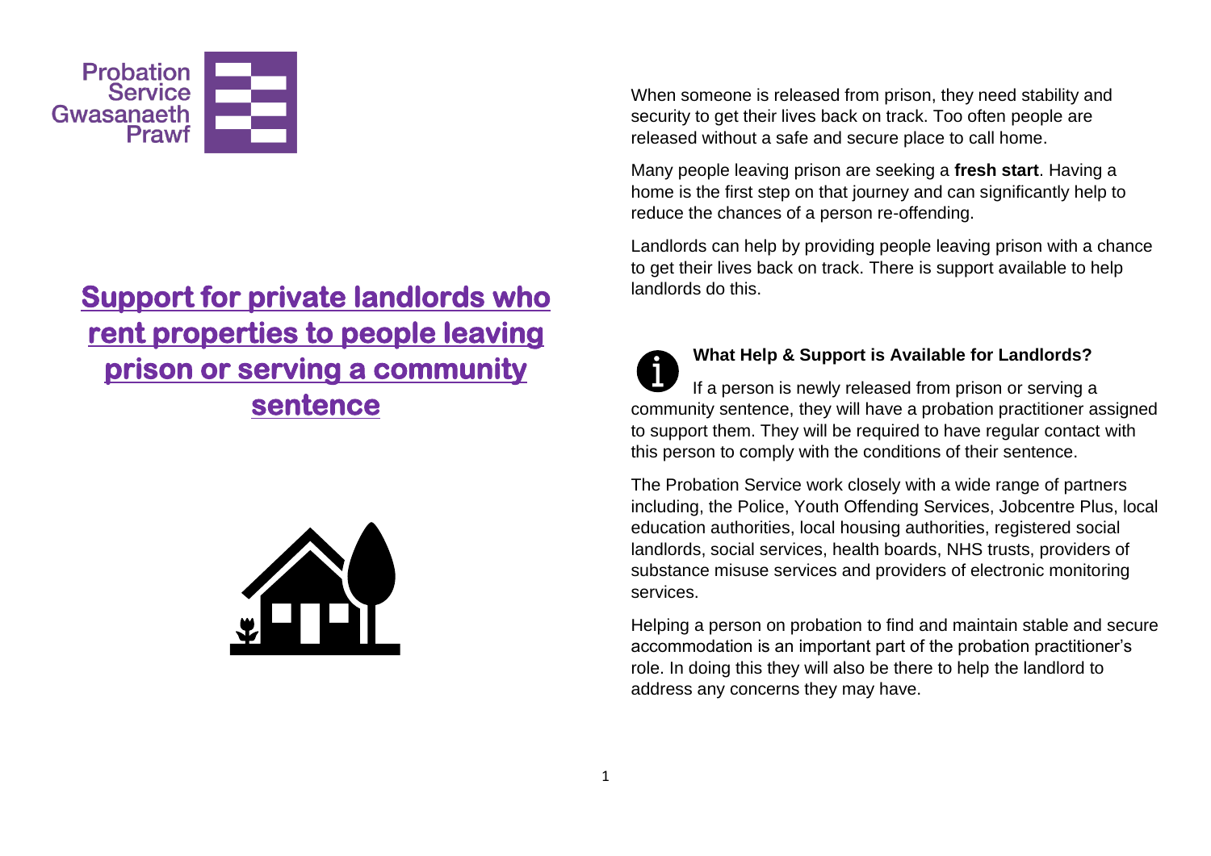Probation Service Gwasanaeth Prawf

# Support for private landlords who rent properties to people leaving prison or serving a community sentence

When someone is released from prison, they need stability and security to get their lives back on track. Too often people are released without a safe and secure place to call home.

Many people leaving prison are seeking a **fresh start**. Having a home is the first step on that journey and can significantly help to reduce the chances of a person re-offending.

Landlords can help by providing people leaving prison with a chance to get their lives back on track. There is support available to help landlords do this.

## What Help & Support is Available for Landlords?

If a person is newly released from prison or serving a community sentence, they will have a probation practitioner assigned to support them. They will be required to have regular contact with this person to comply with the conditions of their sentence.

The Probation Service work closely with a wide range of partners including, the Police, Youth Offending Services, Jobcentre Plus, local education authorities, local housing authorities, registered social landlords, social services, health boards, NHS trusts, providers of substance misuse services and providers of electronic monitoring services.

Helping a person on probation to find and maintain stable and secure accommodation is an important part of the probation practitioner's role. In doing this they will also be there to help the landlord to address any concerns they may have.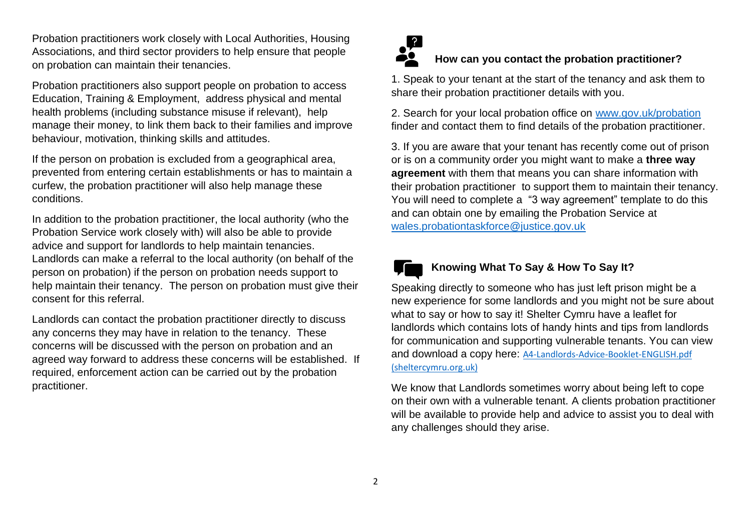Probation practitioners work closely with Local Authorities, Housing Associations, and third sector providers to help ensure that people on probation can maintain their tenancies.

Probation practitioners also support people on probation to access Education, Training & Employment, address physical and mental health problems (including substance misuse if relevant), help manage their money, to link them back to their families and improve behaviour, motivation, thinking skills and attitudes.

If the person on probation is excluded from a geographical area, prevented from entering certain establishments or has to maintain a curfew, the probation practitioner will also help manage these conditions.

In addition to the probation practitioner, the local authority (who the Probation Service work closely with) will also be able to provide advice and support for landlords to help maintain tenancies. Landlords can make a referral to the local authority (on behalf of the person on probation) if the person on probation needs support to help maintain their tenancy. The person on probation must give their consent for this referral.

Landlords can contact the probation practitioner directly to discuss any concerns they may have in relation to the tenancy. These concerns will be discussed with the person on probation and an agreed way forward to address these concerns will be established. If required, enforcement action can be carried out by the probation practitioner.

## How can you contact the probation practitioner?

1. Speak to your tenant at the start of the tenancy and ask them to share their probation practitioner details with you.

2. Search for your local probation office on www.gov.uk/probation finder and contact them to find details of the probation practitioner.

3. If you are aware that your tenant has recently come out of prison or is on a community order you might want to make a **three way agreement** with them that means you can share information with their probation practitioner to support them to maintain their tenancy. You will need to complete a "3 way agreement" template to do this and can obtain one by emailing the Probation Service at wales.probationtaskforce@justice.gov.uk

## Knowing What To Say & How To Say It?

Speaking directly to someone who has just left prison might be a new experience for some landlords and you might not be sure about what to say or how to say it! Shelter Cymru have a leaflet for landlords which contains lots of handy hints and tips from landlords for communication and supporting vulnerable tenants. You can view and download a copy here: A4-Landlords-Advice-Booklet-ENGLISH.pdf (sheltercymru.org.uk)

We know that Landlords sometimes worry about being left to cope on their own with a vulnerable tenant. A clients probation practitioner will be available to provide help and advice to assist you to deal with any challenges should they arise.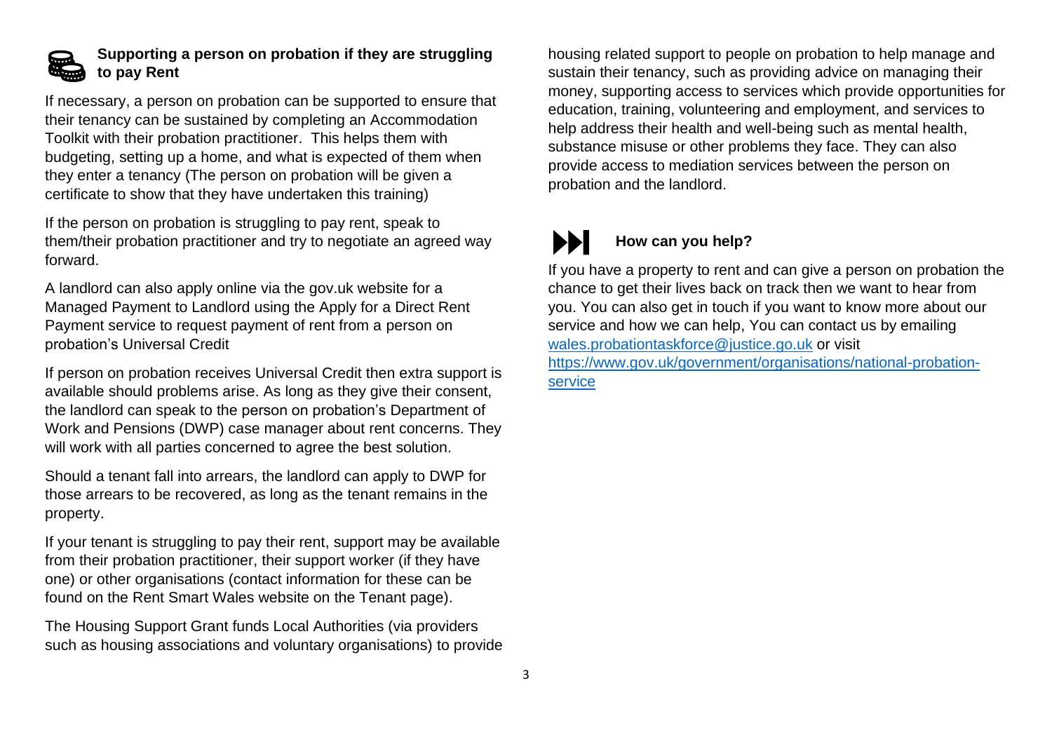## Supporting a person on probation if they are struggling to pay Rent

If necessary, a person on probation can be supported to ensure that their tenancy can be sustained by completing an Accommodation Toolkit with their probation practitioner. This helps them with budgeting, setting up a home, and what is expected of them when they enter a tenancy (The person on probation will be given a certificate to show that they have undertaken this training)

If the person on probation is struggling to pay rent, speak to them/their probation practitioner and try to negotiate an agreed way forward.

A landlord can also apply online via the gov.uk website for a Managed Payment to Landlord using the Apply for a Direct Rent Payment service to request payment of rent from a person on probation's Universal Credit

If person on probation receives Universal Credit then extra support is available should problems arise. As long as they give their consent, the landlord can speak to the person on probation's Department of Work and Pensions (DWP) case manager about rent concerns. They will work with all parties concerned to agree the best solution.

Should a tenant fall into arrears, the landlord can apply to DWP for those arrears to be recovered, as long as the tenant remains in the property.

If your tenant is struggling to pay their rent, support may be available from their probation practitioner, their support worker (if they have one) or other organisations (contact information for these can be found on the Rent Smart Wales website on the Tenant page).

The Housing Support Grant funds Local Authorities (via providers such as housing associations and voluntary organisations) to provide housing related support to people on probation to help manage and sustain their tenancy, such as providing advice on managing their money, supporting access to services which provide opportunities for education, training, volunteering and employment, and services to help address their health and well-being such as mental health, substance misuse or other problems they face. They can also provide access to mediation services between the person on probation and the landlord.

## How can you help?

If you have a property to rent and can give a person on probation the chance to get their lives back on track then we want to hear from you. You can also get in touch if you want to know more about our service and how we can help, You can contact us by emailing [wales.probationtaskforce@justice.go.uk](mailto:wales.probationtaskforce@justice.go.uk) or visit [https://www.gov.uk/government/organisations/national-probation-service](https://www.gov.uk/government/organisations/national-probation-service)